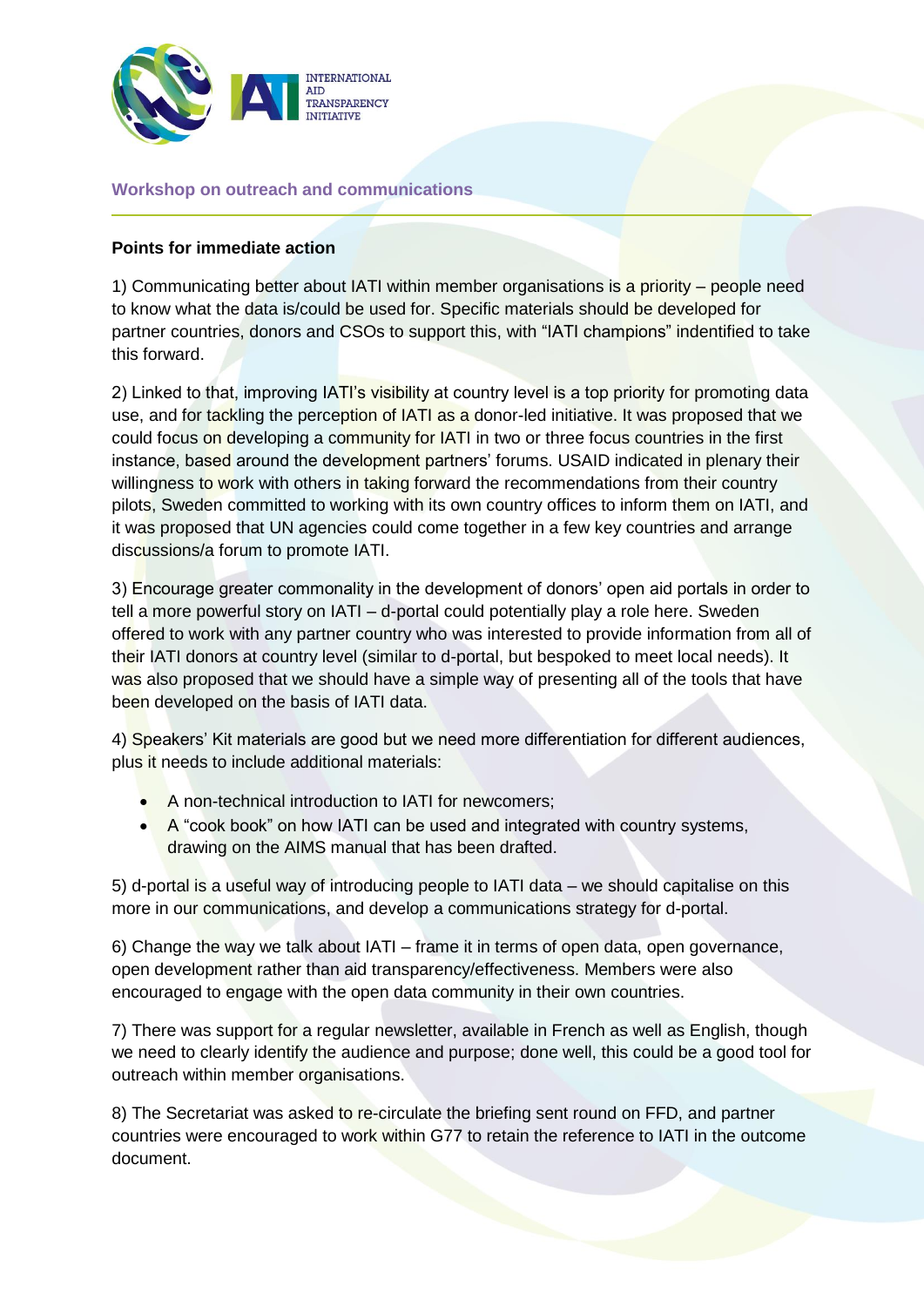## Workshop on outreach and communications

**Points for immediate action**

1) Communicating better about IATI within member organisations is a priority – people need to know what the data is/could be used for. Specific materials should be developed for partner countries, donors and CSOs to support this, with "IATI champions" indentified to take this forward.

2) Linked to that, improving IATI's visibility at country level is a top priority for promoting data use, and for tackling the perception of IATI as a donor-led initiative. It was proposed that we could focus on developing a community for IATI in two or three focus countries in the first instance, based around the development partners' forums. USAID indicated in plenary their willingness to work with others in taking forward the recommendations from their country pilots, Sweden committed to working with its own country offices to inform them on IATI, and it was proposed that UN agencies could come together in a few key countries and arrange discussions/a forum to promote IATI.

3) Encourage greater commonality in the development of donors' open aid portals in order to tell a more powerful story on IATI – d-portal could potentially play a role here. Sweden offered to work with any partner country who was interested to provide information from all of their IATI donors at country level (similar to d-portal, but bespoked to meet local needs). It was also proposed that we should have a simple way of presenting all of the tools that have been developed on the basis of IATI data.

4) Speakers' Kit materials are good but we need more differentiation for different audiences, plus it needs to include additional materials:

- A non-technical introduction to IATI for newcomers;
- A "cook book" on how IATI can be used and integrated with country systems, drawing on the AIMS manual that has been drafted.

5) d-portal is a useful way of introducing people to IATI data – we should capitalise on this more in our communications, and develop a communications strategy for d-portal.

6) Change the way we talk about IATI – frame it in terms of open data, open governance, open development rather than aid transparency/effectiveness. Members were also encouraged to engage with the open data community in their own countries.

7) There was support for a regular newsletter, available in French as well as English, though we need to clearly identify the audience and purpose; done well, this could be a good tool for outreach within member organisations.

8) The Secretariat was asked to re-circulate the briefing sent round on FFD, and partner countries were encouraged to work within G77 to retain the reference to IATI in the outcome document.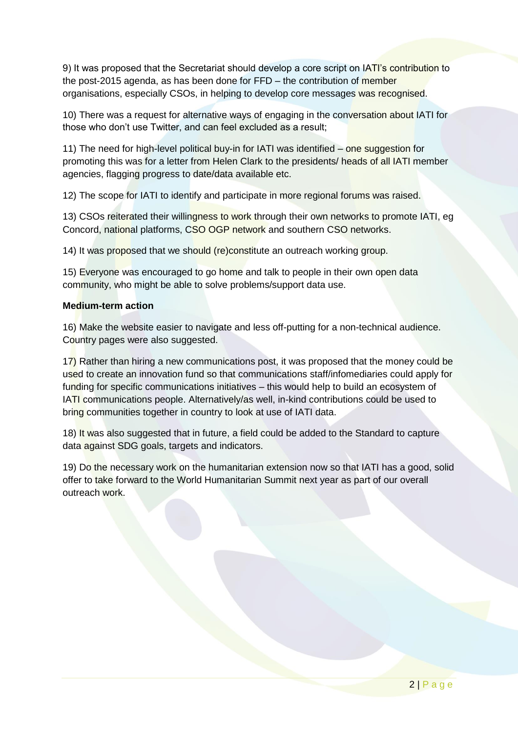9) It was proposed that the Secretariat should develop a core script on IATI's contribution to the post-2015 agenda, as has been done for FFD – the contribution of member organisations, especially CSOs, in helping to develop core messages was recognised.

10) There was a request for alternative ways of engaging in the conversation about IATI for those who don't use Twitter, and can feel excluded as a result;

11) The need for high-level political buy-in for IATI was identified – one suggestion for promoting this was for a letter from Helen Clark to the presidents/ heads of all IATI member agencies, flagging progress to date/data available etc.

12) The scope for IATI to identify and participate in more regional forums was raised.

13) CSOs reiterated their willingness to work through their own networks to promote IATI, eg Concord, national platforms, CSO OGP network and southern CSO networks.

14) It was proposed that we should (re)constitute an outreach working group.

15) Everyone was encouraged to go home and talk to people in their own open data community, who might be able to solve problems/support data use.

**Medium-term action**

16) Make the website easier to navigate and less off-putting for a non-technical audience. Country pages were also suggested.

17) Rather than hiring a new communications post, it was proposed that the money could be used to create an innovation fund so that communications staff/infomediaries could apply for funding for specific communications initiatives – this would help to build an ecosystem of IATI communications people. Alternatively/as well, in-kind contributions could be used to bring communities together in country to look at use of IATI data.

18) It was also suggested that in future, a field could be added to the Standard to capture data against SDG goals, targets and indicators.

19) Do the necessary work on the humanitarian extension now so that IATI has a good, solid offer to take forward to the World Humanitarian Summit next year as part of our overall outreach work.